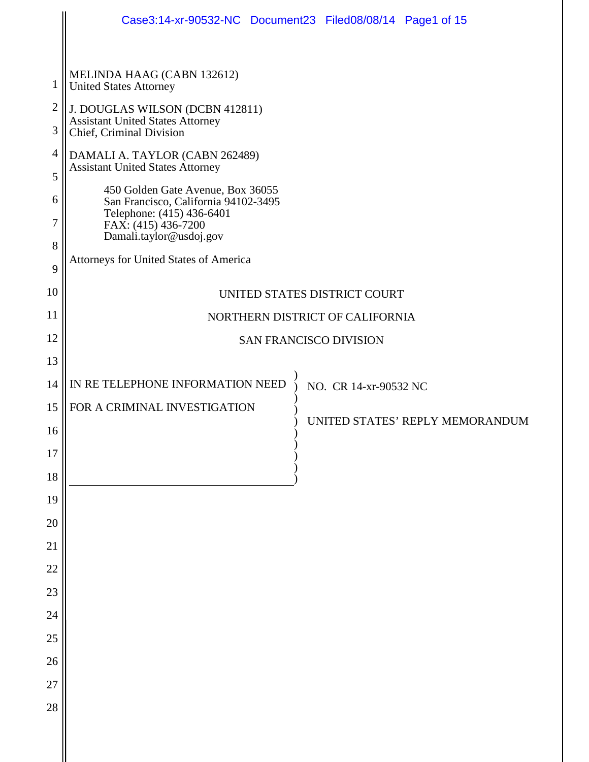MELINDA HAAG (CABN 132612)
United States Attorney

J. DOUGLAS WILSON (DCBN 412811)
Assistant United States Attorney
Chief, Criminal Division

DAMALI A. TAYLOR (CABN 262489)
Assistant United States Attorney

450 Golden Gate Avenue, Box 36055
San Francisco, California 94102-3495
Telephone: (415) 436-6401
FAX: (415) 436-7200
Damali.taylor@usdoj.gov

Attorneys for United States of America

UNITED STATES DISTRICT COURT

NORTHERN DISTRICT OF CALIFORNIA

SAN FRANCISCO DIVISION

IN RE TELEPHONE INFORMATION NEED FOR A CRIMINAL INVESTIGATION

NO. CR 14-xr-90532 NC

UNITED STATES' REPLY MEMORANDUM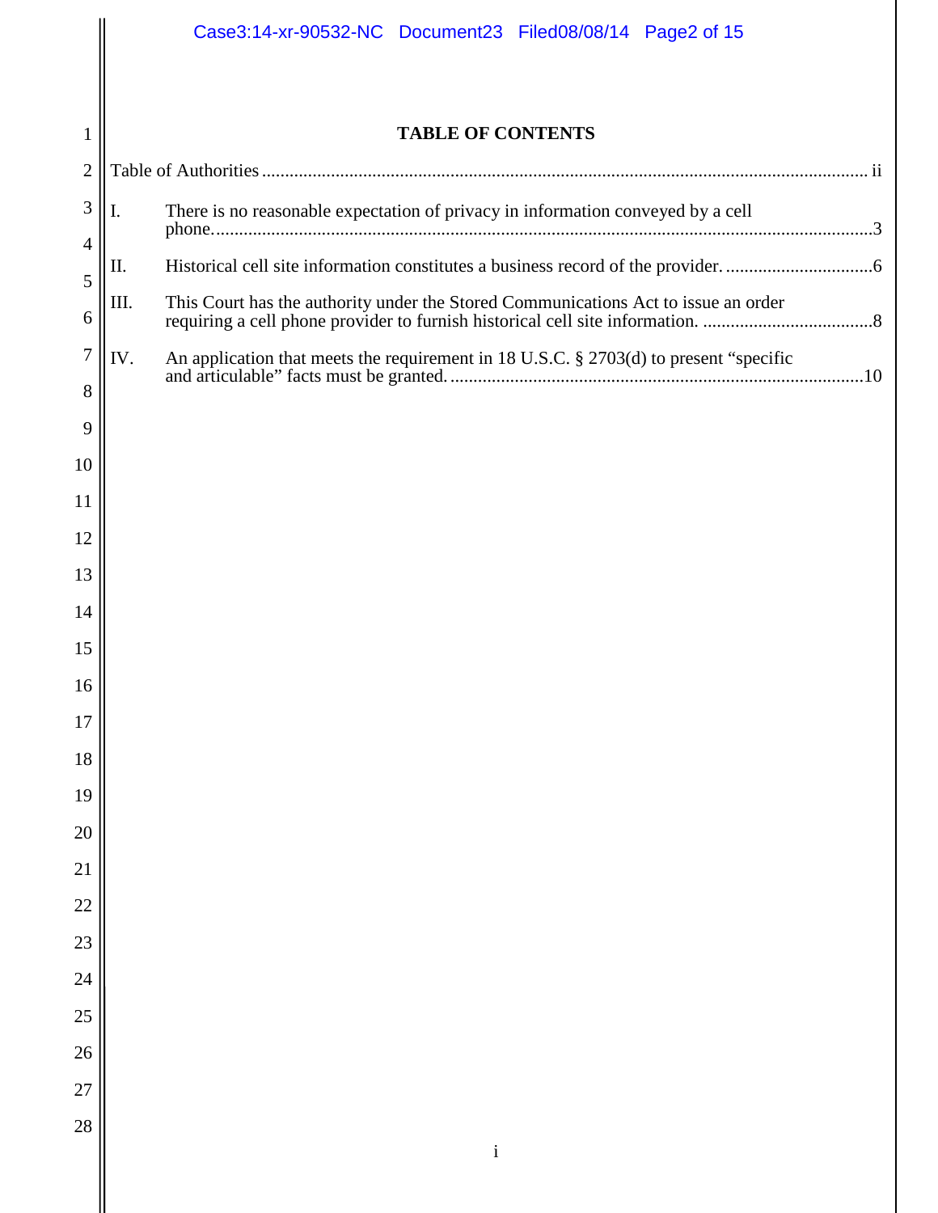# TABLE OF CONTENTS

Table of Authorities ........................................................................................................................ ii

I. There is no reasonable expectation of privacy in information conveyed by a cell phone..........................................................................................................................................3

II. Historical cell site information constitutes a business record of the provider. ...............................6

III. This Court has the authority under the Stored Communications Act to issue an order requiring a cell phone provider to furnish historical cell site information. ....................................8

IV. An application that meets the requirement in 18 U.S.C. § 2703(d) to present "specific and articulable" facts must be granted. .........................................................................................10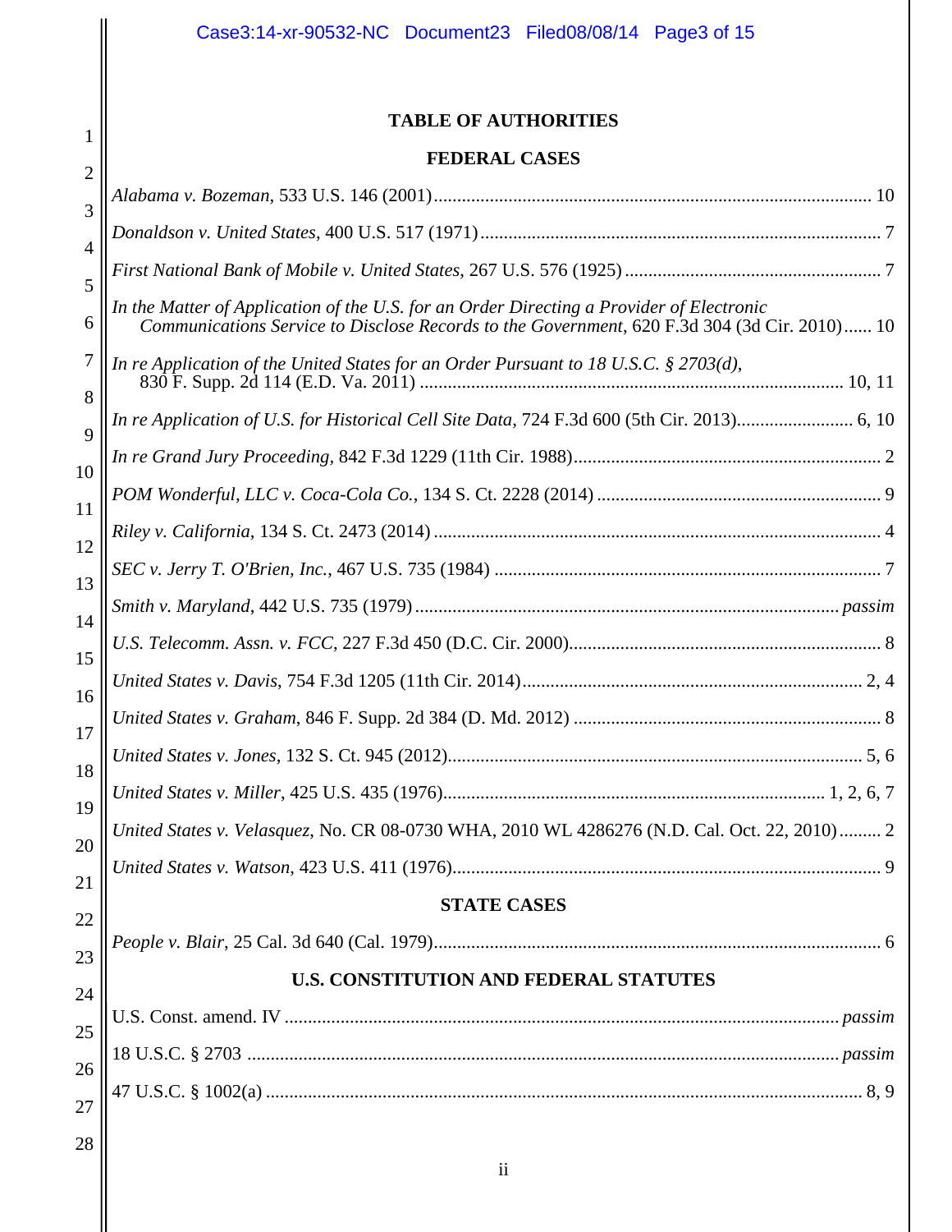# TABLE OF AUTHORITIES

## FEDERAL CASES

*Alabama v. Bozeman*, 533 U.S. 146 (2001) .......... 10

*Donaldson v. United States*, 400 U.S. 517 (1971) .......... 7

*First National Bank of Mobile v. United States*, 267 U.S. 576 (1925) .......... 7

*In the Matter of Application of the U.S. for an Order Directing a Provider of Electronic Communications Service to Disclose Records to the Government*, 620 F.3d 304 (3d Cir. 2010) .......... 10

*In re Application of the United States for an Order Pursuant to 18 U.S.C. § 2703(d)*, 830 F. Supp. 2d 114 (E.D. Va. 2011) .......... 10, 11

*In re Application of U.S. for Historical Cell Site Data*, 724 F.3d 600 (5th Cir. 2013) .......... 6, 10

*In re Grand Jury Proceeding*, 842 F.3d 1229 (11th Cir. 1988) .......... 2

*POM Wonderful, LLC v. Coca-Cola Co.*, 134 S. Ct. 2228 (2014) .......... 9

*Riley v. California*, 134 S. Ct. 2473 (2014) .......... 4

*SEC v. Jerry T. O'Brien, Inc.*, 467 U.S. 735 (1984) .......... 7

*Smith v. Maryland*, 442 U.S. 735 (1979) .......... *passim*

*U.S. Telecomm. Assn. v. FCC*, 227 F.3d 450 (D.C. Cir. 2000) .......... 8

*United States v. Davis*, 754 F.3d 1205 (11th Cir. 2014) .......... 2, 4

*United States v. Graham*, 846 F. Supp. 2d 384 (D. Md. 2012) .......... 8

*United States v. Jones*, 132 S. Ct. 945 (2012) .......... 5, 6

*United States v. Miller*, 425 U.S. 435 (1976) .......... 1, 2, 6, 7

*United States v. Velasquez*, No. CR 08-0730 WHA, 2010 WL 4286276 (N.D. Cal. Oct. 22, 2010) .......... 2

*United States v. Watson*, 423 U.S. 411 (1976) .......... 9

## STATE CASES

*People v. Blair*, 25 Cal. 3d 640 (Cal. 1979) .......... 6

## U.S. CONSTITUTION AND FEDERAL STATUTES

U.S. Const. amend. IV .......... *passim*

18 U.S.C. § 2703 .......... *passim*

47 U.S.C. § 1002(a) .......... 8, 9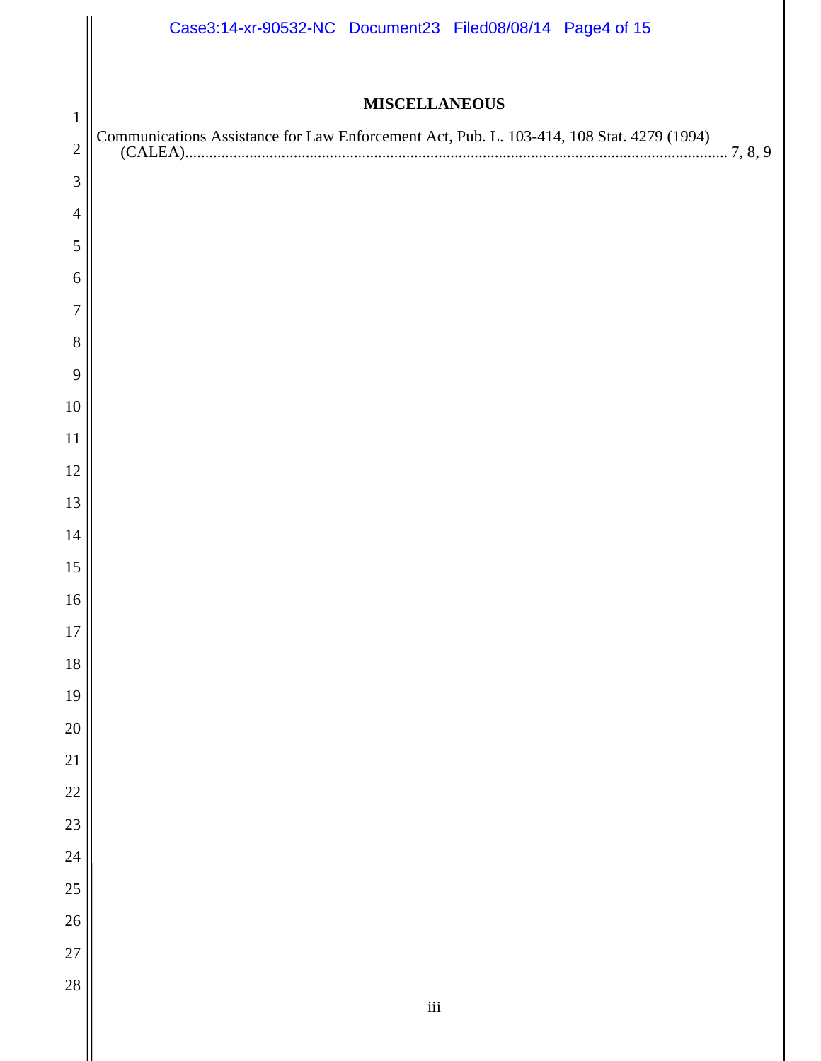## MISCELLANEOUS

Communications Assistance for Law Enforcement Act, Pub. L. 103-414, 108 Stat. 4279 (1994) (CALEA)........................................................................................................................ 7, 8, 9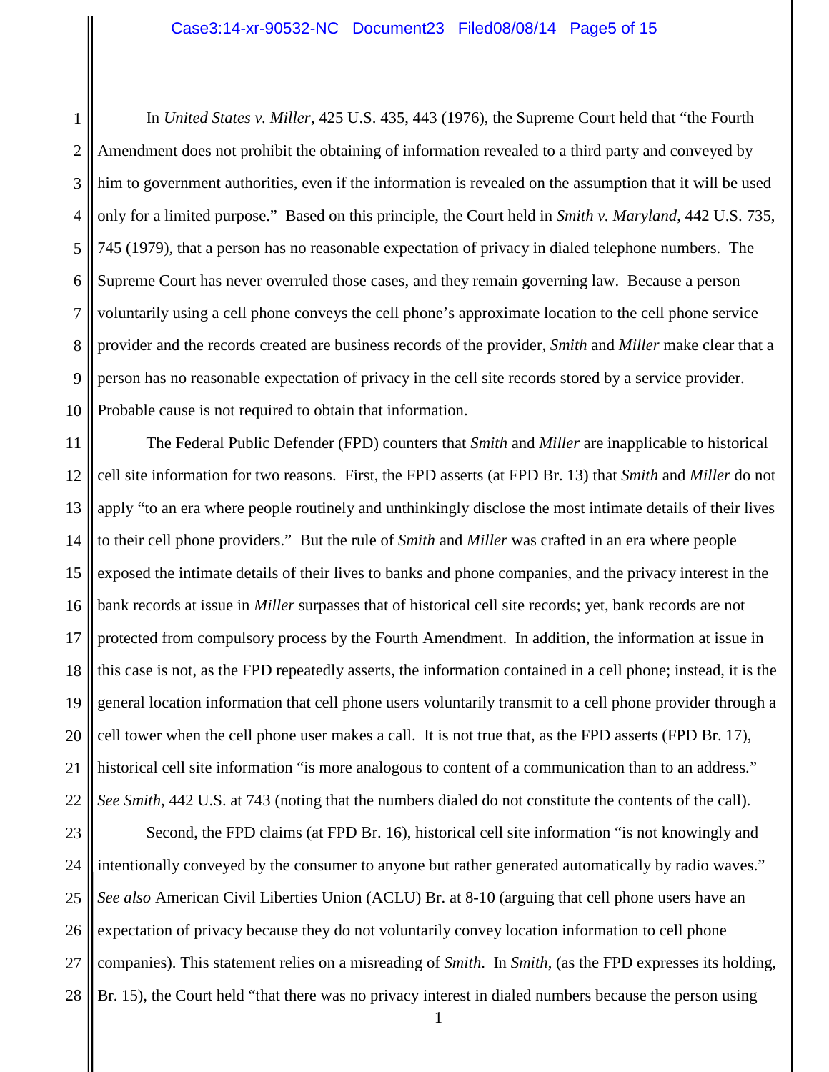In *United States v. Miller*, 425 U.S. 435, 443 (1976), the Supreme Court held that "the Fourth Amendment does not prohibit the obtaining of information revealed to a third party and conveyed by him to government authorities, even if the information is revealed on the assumption that it will be used only for a limited purpose." Based on this principle, the Court held in *Smith v. Maryland*, 442 U.S. 735, 745 (1979), that a person has no reasonable expectation of privacy in dialed telephone numbers. The Supreme Court has never overruled those cases, and they remain governing law. Because a person voluntarily using a cell phone conveys the cell phone's approximate location to the cell phone service provider and the records created are business records of the provider, *Smith* and *Miller* make clear that a person has no reasonable expectation of privacy in the cell site records stored by a service provider. Probable cause is not required to obtain that information.

The Federal Public Defender (FPD) counters that *Smith* and *Miller* are inapplicable to historical cell site information for two reasons. First, the FPD asserts (at FPD Br. 13) that *Smith* and *Miller* do not apply "to an era where people routinely and unthinkingly disclose the most intimate details of their lives to their cell phone providers." But the rule of *Smith* and *Miller* was crafted in an era where people exposed the intimate details of their lives to banks and phone companies, and the privacy interest in the bank records at issue in *Miller* surpasses that of historical cell site records; yet, bank records are not protected from compulsory process by the Fourth Amendment. In addition, the information at issue in this case is not, as the FPD repeatedly asserts, the information contained in a cell phone; instead, it is the general location information that cell phone users voluntarily transmit to a cell phone provider through a cell tower when the cell phone user makes a call. It is not true that, as the FPD asserts (FPD Br. 17), historical cell site information "is more analogous to content of a communication than to an address." *See Smith*, 442 U.S. at 743 (noting that the numbers dialed do not constitute the contents of the call).

Second, the FPD claims (at FPD Br. 16), historical cell site information "is not knowingly and intentionally conveyed by the consumer to anyone but rather generated automatically by radio waves." *See also* American Civil Liberties Union (ACLU) Br. at 8-10 (arguing that cell phone users have an expectation of privacy because they do not voluntarily convey location information to cell phone companies). This statement relies on a misreading of *Smith*. In *Smith*, (as the FPD expresses its holding, Br. 15), the Court held "that there was no privacy interest in dialed numbers because the person using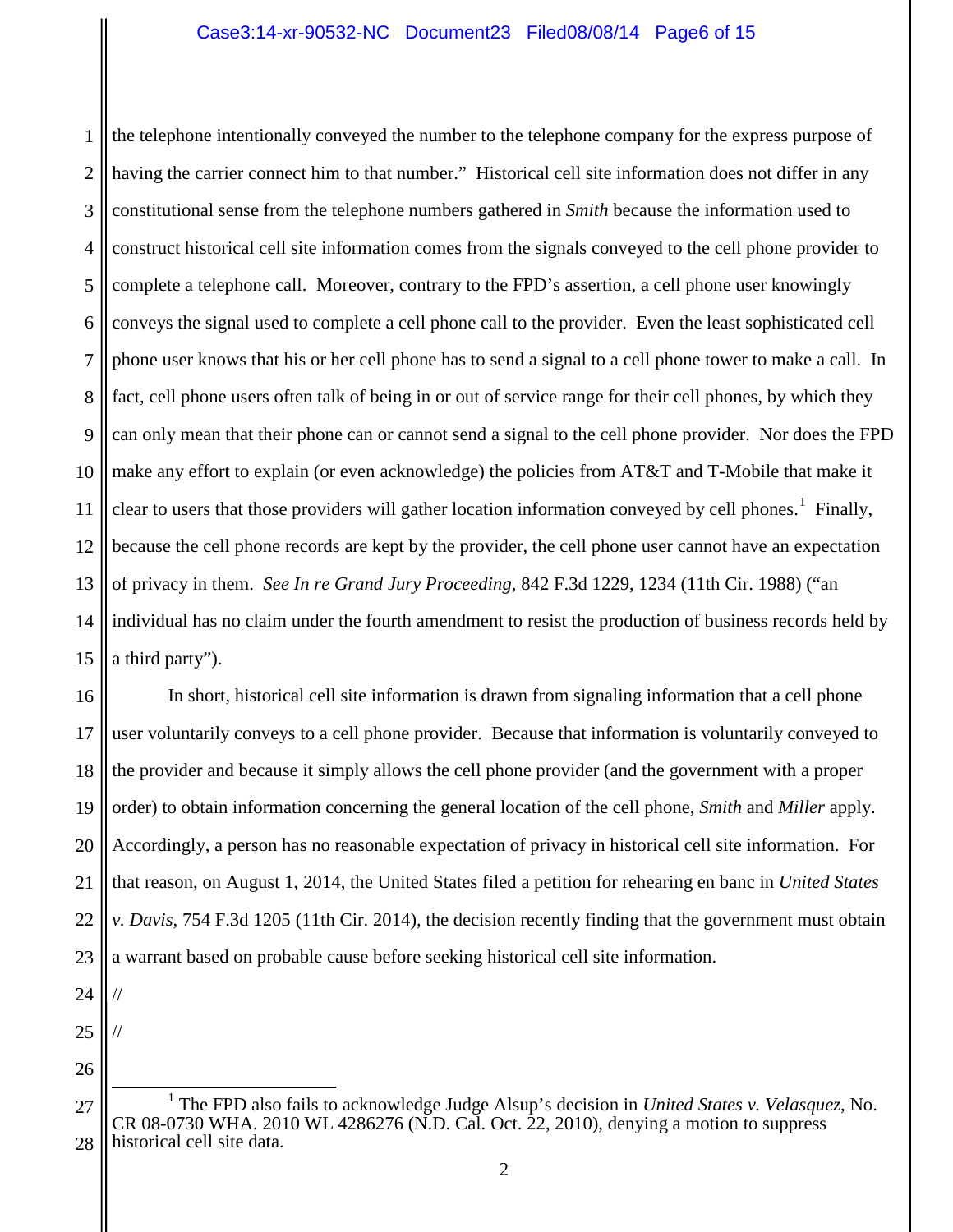the telephone intentionally conveyed the number to the telephone company for the express purpose of having the carrier connect him to that number." Historical cell site information does not differ in any constitutional sense from the telephone numbers gathered in *Smith* because the information used to construct historical cell site information comes from the signals conveyed to the cell phone provider to complete a telephone call. Moreover, contrary to the FPD's assertion, a cell phone user knowingly conveys the signal used to complete a cell phone call to the provider. Even the least sophisticated cell phone user knows that his or her cell phone has to send a signal to a cell phone tower to make a call. In fact, cell phone users often talk of being in or out of service range for their cell phones, by which they can only mean that their phone can or cannot send a signal to the cell phone provider. Nor does the FPD make any effort to explain (or even acknowledge) the policies from AT&T and T-Mobile that make it clear to users that those providers will gather location information conveyed by cell phones.[1] Finally, because the cell phone records are kept by the provider, the cell phone user cannot have an expectation of privacy in them. *See In re Grand Jury Proceeding*, 842 F.3d 1229, 1234 (11th Cir. 1988) ("an individual has no claim under the fourth amendment to resist the production of business records held by a third party").

In short, historical cell site information is drawn from signaling information that a cell phone user voluntarily conveys to a cell phone provider. Because that information is voluntarily conveyed to the provider and because it simply allows the cell phone provider (and the government with a proper order) to obtain information concerning the general location of the cell phone, *Smith* and *Miller* apply. Accordingly, a person has no reasonable expectation of privacy in historical cell site information. For that reason, on August 1, 2014, the United States filed a petition for rehearing en banc in *United States v. Davis*, 754 F.3d 1205 (11th Cir. 2014), the decision recently finding that the government must obtain a warrant based on probable cause before seeking historical cell site information.

//

//

---

[1] The FPD also fails to acknowledge Judge Alsup's decision in *United States v. Velasquez*, No. CR 08-0730 WHA. 2010 WL 4286276 (N.D. Cal. Oct. 22, 2010), denying a motion to suppress historical cell site data.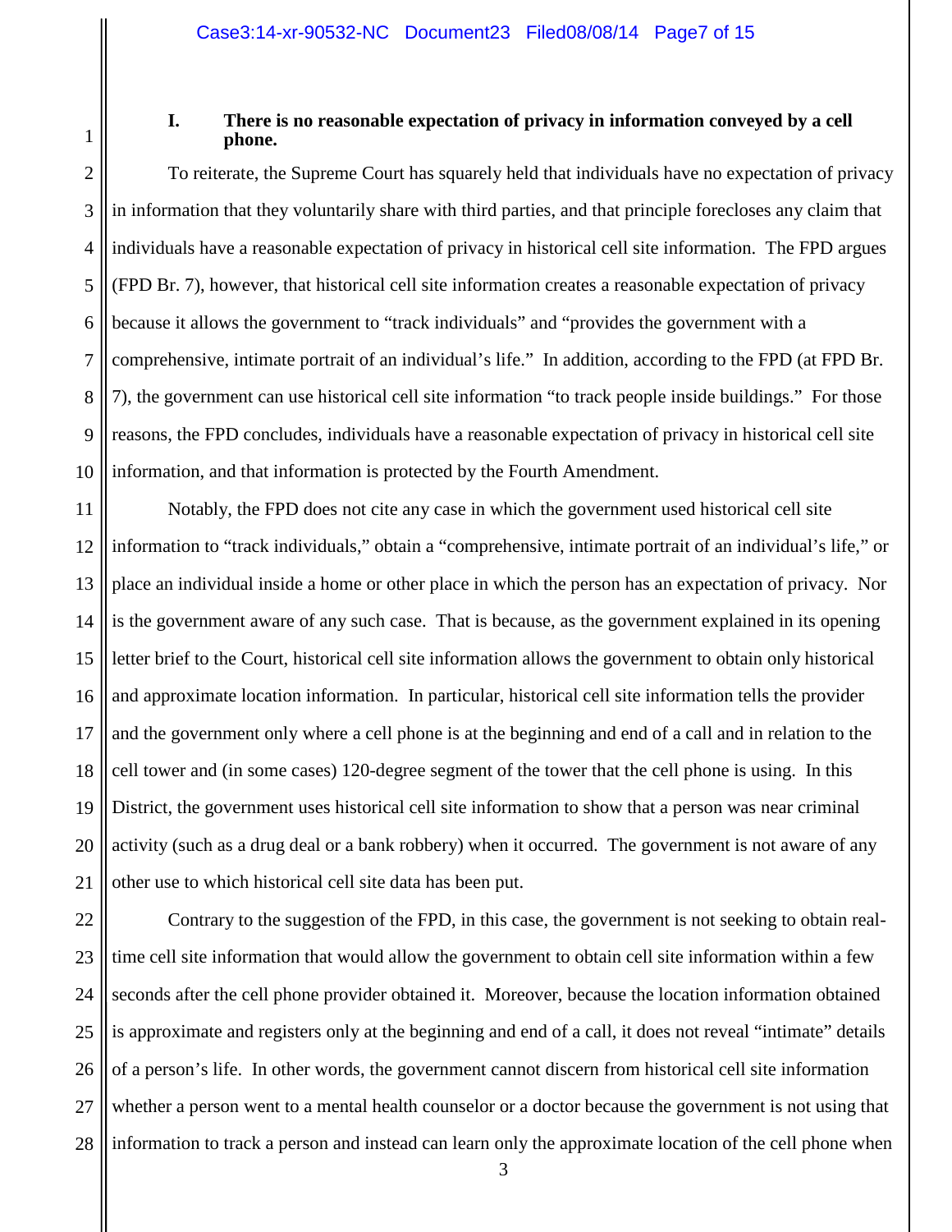## I. There is no reasonable expectation of privacy in information conveyed by a cell phone.

To reiterate, the Supreme Court has squarely held that individuals have no expectation of privacy in information that they voluntarily share with third parties, and that principle forecloses any claim that individuals have a reasonable expectation of privacy in historical cell site information. The FPD argues (FPD Br. 7), however, that historical cell site information creates a reasonable expectation of privacy because it allows the government to "track individuals" and "provides the government with a comprehensive, intimate portrait of an individual's life." In addition, according to the FPD (at FPD Br. 7), the government can use historical cell site information "to track people inside buildings." For those reasons, the FPD concludes, individuals have a reasonable expectation of privacy in historical cell site information, and that information is protected by the Fourth Amendment.

Notably, the FPD does not cite any case in which the government used historical cell site information to "track individuals," obtain a "comprehensive, intimate portrait of an individual's life," or place an individual inside a home or other place in which the person has an expectation of privacy. Nor is the government aware of any such case. That is because, as the government explained in its opening letter brief to the Court, historical cell site information allows the government to obtain only historical and approximate location information. In particular, historical cell site information tells the provider and the government only where a cell phone is at the beginning and end of a call and in relation to the cell tower and (in some cases) 120-degree segment of the tower that the cell phone is using. In this District, the government uses historical cell site information to show that a person was near criminal activity (such as a drug deal or a bank robbery) when it occurred. The government is not aware of any other use to which historical cell site data has been put.

Contrary to the suggestion of the FPD, in this case, the government is not seeking to obtain real-time cell site information that would allow the government to obtain cell site information within a few seconds after the cell phone provider obtained it. Moreover, because the location information obtained is approximate and registers only at the beginning and end of a call, it does not reveal "intimate" details of a person's life. In other words, the government cannot discern from historical cell site information whether a person went to a mental health counselor or a doctor because the government is not using that information to track a person and instead can learn only the approximate location of the cell phone when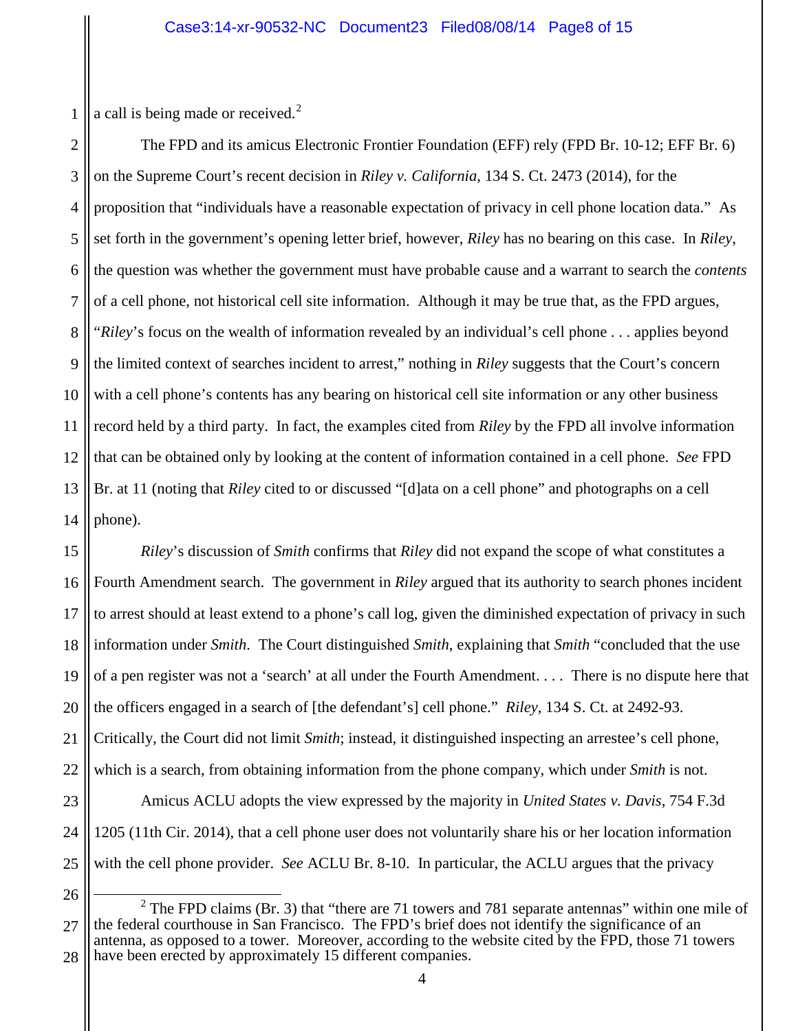a call is being made or received.[2]

The FPD and its amicus Electronic Frontier Foundation (EFF) rely (FPD Br. 10-12; EFF Br. 6) on the Supreme Court's recent decision in *Riley v. California*, 134 S. Ct. 2473 (2014), for the proposition that "individuals have a reasonable expectation of privacy in cell phone location data." As set forth in the government's opening letter brief, however, *Riley* has no bearing on this case. In *Riley*, the question was whether the government must have probable cause and a warrant to search the *contents* of a cell phone, not historical cell site information. Although it may be true that, as the FPD argues, "*Riley*'s focus on the wealth of information revealed by an individual's cell phone . . . applies beyond the limited context of searches incident to arrest," nothing in *Riley* suggests that the Court's concern with a cell phone's contents has any bearing on historical cell site information or any other business record held by a third party. In fact, the examples cited from *Riley* by the FPD all involve information that can be obtained only by looking at the content of information contained in a cell phone. *See* FPD Br. at 11 (noting that *Riley* cited to or discussed "[d]ata on a cell phone" and photographs on a cell phone).

*Riley*'s discussion of *Smith* confirms that *Riley* did not expand the scope of what constitutes a Fourth Amendment search. The government in *Riley* argued that its authority to search phones incident to arrest should at least extend to a phone's call log, given the diminished expectation of privacy in such information under *Smith*. The Court distinguished *Smith*, explaining that *Smith* "concluded that the use of a pen register was not a 'search' at all under the Fourth Amendment. . . . There is no dispute here that the officers engaged in a search of [the defendant's] cell phone." *Riley*, 134 S. Ct. at 2492-93. Critically, the Court did not limit *Smith*; instead, it distinguished inspecting an arrestee's cell phone, which is a search, from obtaining information from the phone company, which under *Smith* is not.

Amicus ACLU adopts the view expressed by the majority in *United States v. Davis*, 754 F.3d 1205 (11th Cir. 2014), that a cell phone user does not voluntarily share his or her location information with the cell phone provider. *See* ACLU Br. 8-10. In particular, the ACLU argues that the privacy

[2] The FPD claims (Br. 3) that "there are 71 towers and 781 separate antennas" within one mile of the federal courthouse in San Francisco. The FPD's brief does not identify the significance of an antenna, as opposed to a tower. Moreover, according to the website cited by the FPD, those 71 towers have been erected by approximately 15 different companies.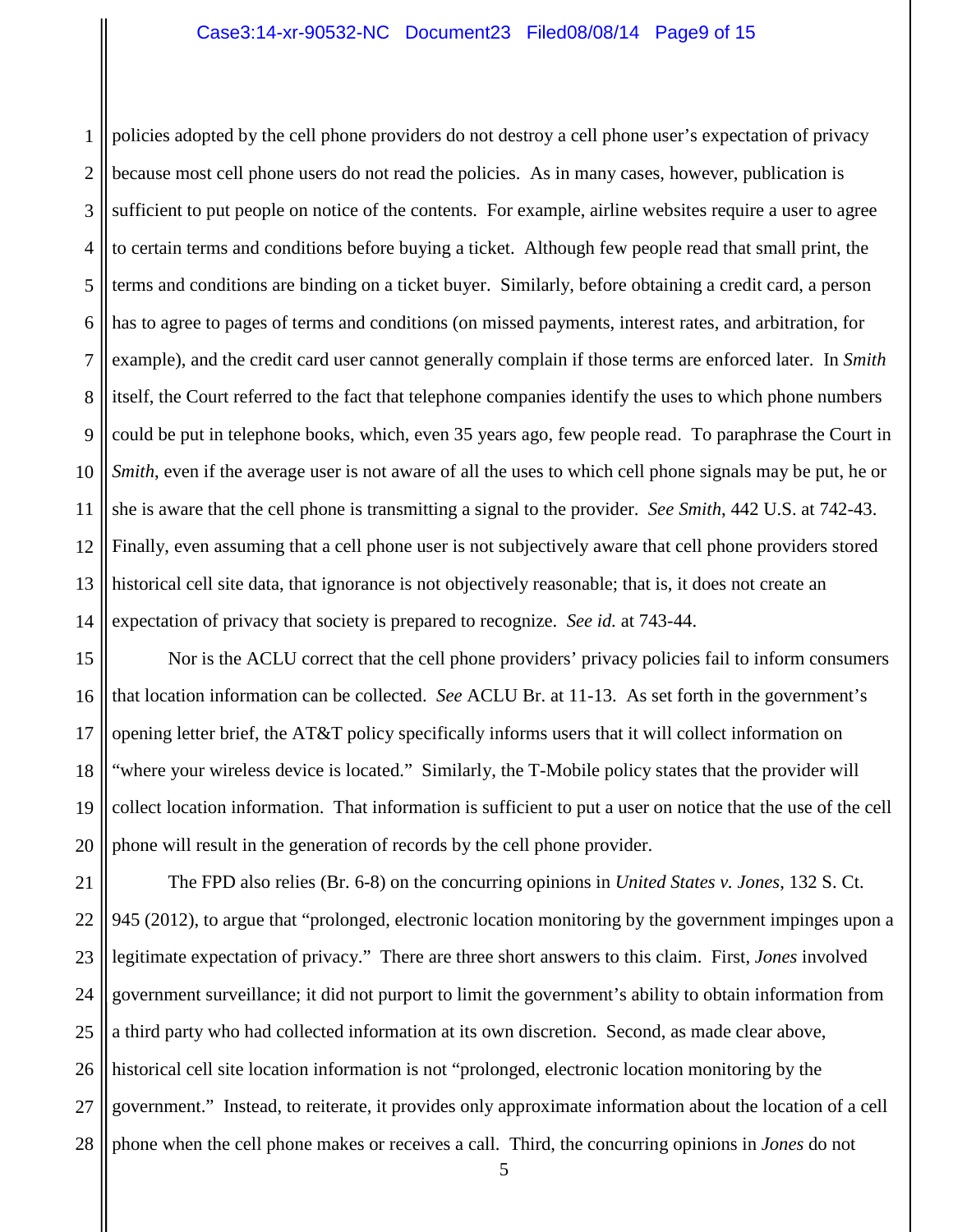policies adopted by the cell phone providers do not destroy a cell phone user's expectation of privacy because most cell phone users do not read the policies. As in many cases, however, publication is sufficient to put people on notice of the contents. For example, airline websites require a user to agree to certain terms and conditions before buying a ticket. Although few people read that small print, the terms and conditions are binding on a ticket buyer. Similarly, before obtaining a credit card, a person has to agree to pages of terms and conditions (on missed payments, interest rates, and arbitration, for example), and the credit card user cannot generally complain if those terms are enforced later. In *Smith* itself, the Court referred to the fact that telephone companies identify the uses to which phone numbers could be put in telephone books, which, even 35 years ago, few people read. To paraphrase the Court in *Smith*, even if the average user is not aware of all the uses to which cell phone signals may be put, he or she is aware that the cell phone is transmitting a signal to the provider. *See Smith*, 442 U.S. at 742-43. Finally, even assuming that a cell phone user is not subjectively aware that cell phone providers stored historical cell site data, that ignorance is not objectively reasonable; that is, it does not create an expectation of privacy that society is prepared to recognize. *See id.* at 743-44.

Nor is the ACLU correct that the cell phone providers' privacy policies fail to inform consumers that location information can be collected. *See* ACLU Br. at 11-13. As set forth in the government's opening letter brief, the AT&T policy specifically informs users that it will collect information on "where your wireless device is located." Similarly, the T-Mobile policy states that the provider will collect location information. That information is sufficient to put a user on notice that the use of the cell phone will result in the generation of records by the cell phone provider.

The FPD also relies (Br. 6-8) on the concurring opinions in *United States v. Jones*, 132 S. Ct. 945 (2012), to argue that "prolonged, electronic location monitoring by the government impinges upon a legitimate expectation of privacy." There are three short answers to this claim. First, *Jones* involved government surveillance; it did not purport to limit the government's ability to obtain information from a third party who had collected information at its own discretion. Second, as made clear above, historical cell site location information is not "prolonged, electronic location monitoring by the government." Instead, to reiterate, it provides only approximate information about the location of a cell phone when the cell phone makes or receives a call. Third, the concurring opinions in *Jones* do not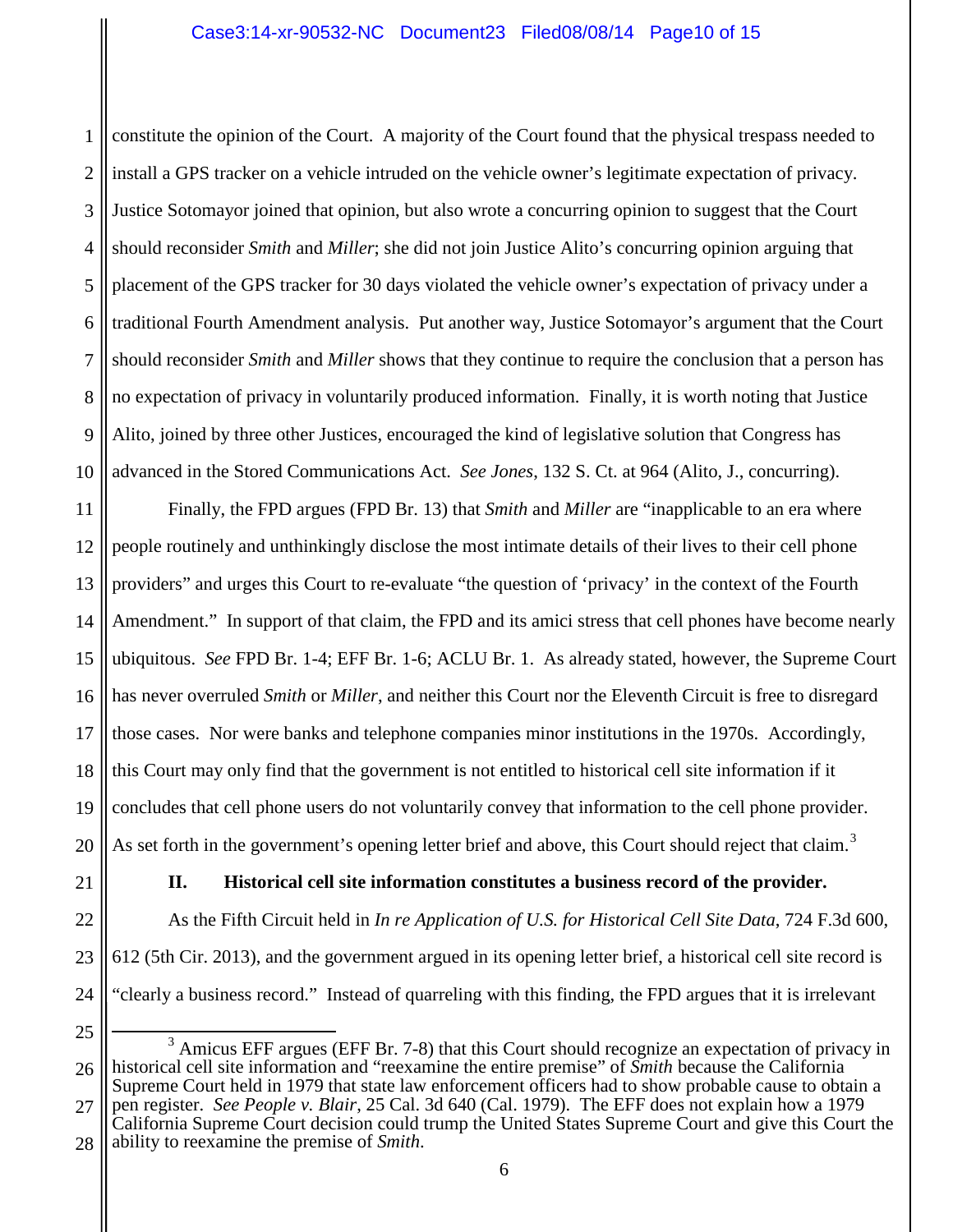constitute the opinion of the Court. A majority of the Court found that the physical trespass needed to install a GPS tracker on a vehicle intruded on the vehicle owner's legitimate expectation of privacy. Justice Sotomayor joined that opinion, but also wrote a concurring opinion to suggest that the Court should reconsider *Smith* and *Miller*; she did not join Justice Alito's concurring opinion arguing that placement of the GPS tracker for 30 days violated the vehicle owner's expectation of privacy under a traditional Fourth Amendment analysis. Put another way, Justice Sotomayor's argument that the Court should reconsider *Smith* and *Miller* shows that they continue to require the conclusion that a person has no expectation of privacy in voluntarily produced information. Finally, it is worth noting that Justice Alito, joined by three other Justices, encouraged the kind of legislative solution that Congress has advanced in the Stored Communications Act. *See Jones*, 132 S. Ct. at 964 (Alito, J., concurring).

Finally, the FPD argues (FPD Br. 13) that *Smith* and *Miller* are "inapplicable to an era where people routinely and unthinkingly disclose the most intimate details of their lives to their cell phone providers" and urges this Court to re-evaluate "the question of 'privacy' in the context of the Fourth Amendment." In support of that claim, the FPD and its amici stress that cell phones have become nearly ubiquitous. *See* FPD Br. 1-4; EFF Br. 1-6; ACLU Br. 1. As already stated, however, the Supreme Court has never overruled *Smith* or *Miller*, and neither this Court nor the Eleventh Circuit is free to disregard those cases. Nor were banks and telephone companies minor institutions in the 1970s. Accordingly, this Court may only find that the government is not entitled to historical cell site information if it concludes that cell phone users do not voluntarily convey that information to the cell phone provider. As set forth in the government's opening letter brief and above, this Court should reject that claim.[3]

### II. Historical cell site information constitutes a business record of the provider.

As the Fifth Circuit held in *In re Application of U.S. for Historical Cell Site Data*, 724 F.3d 600, 612 (5th Cir. 2013), and the government argued in its opening letter brief, a historical cell site record is "clearly a business record." Instead of quarreling with this finding, the FPD argues that it is irrelevant

[3] Amicus EFF argues (EFF Br. 7-8) that this Court should recognize an expectation of privacy in historical cell site information and "reexamine the entire premise" of *Smith* because the California Supreme Court held in 1979 that state law enforcement officers had to show probable cause to obtain a pen register. *See People v. Blair*, 25 Cal. 3d 640 (Cal. 1979). The EFF does not explain how a 1979 California Supreme Court decision could trump the United States Supreme Court and give this Court the ability to reexamine the premise of *Smith*.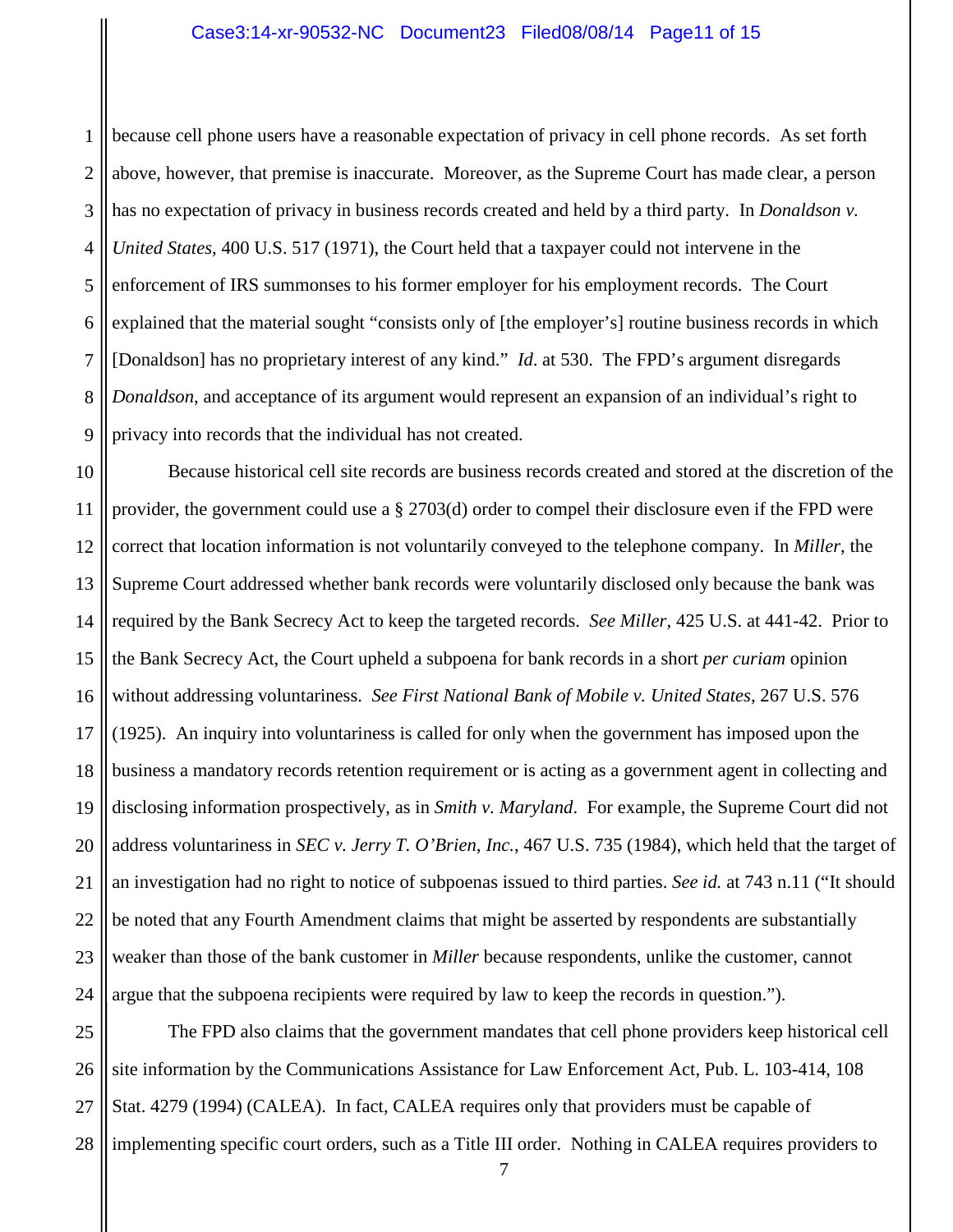because cell phone users have a reasonable expectation of privacy in cell phone records. As set forth above, however, that premise is inaccurate. Moreover, as the Supreme Court has made clear, a person has no expectation of privacy in business records created and held by a third party. In *Donaldson v. United States*, 400 U.S. 517 (1971), the Court held that a taxpayer could not intervene in the enforcement of IRS summonses to his former employer for his employment records. The Court explained that the material sought "consists only of [the employer's] routine business records in which [Donaldson] has no proprietary interest of any kind." *Id*. at 530. The FPD's argument disregards *Donaldson*, and acceptance of its argument would represent an expansion of an individual's right to privacy into records that the individual has not created.

Because historical cell site records are business records created and stored at the discretion of the provider, the government could use a § 2703(d) order to compel their disclosure even if the FPD were correct that location information is not voluntarily conveyed to the telephone company. In *Miller*, the Supreme Court addressed whether bank records were voluntarily disclosed only because the bank was required by the Bank Secrecy Act to keep the targeted records. *See Miller*, 425 U.S. at 441-42. Prior to the Bank Secrecy Act, the Court upheld a subpoena for bank records in a short *per curiam* opinion without addressing voluntariness. *See First National Bank of Mobile v. United States*, 267 U.S. 576 (1925). An inquiry into voluntariness is called for only when the government has imposed upon the business a mandatory records retention requirement or is acting as a government agent in collecting and disclosing information prospectively, as in *Smith v. Maryland*. For example, the Supreme Court did not address voluntariness in *SEC v. Jerry T. O'Brien, Inc.*, 467 U.S. 735 (1984), which held that the target of an investigation had no right to notice of subpoenas issued to third parties. *See id.* at 743 n.11 ("It should be noted that any Fourth Amendment claims that might be asserted by respondents are substantially weaker than those of the bank customer in *Miller* because respondents, unlike the customer, cannot argue that the subpoena recipients were required by law to keep the records in question.").

The FPD also claims that the government mandates that cell phone providers keep historical cell site information by the Communications Assistance for Law Enforcement Act, Pub. L. 103-414, 108 Stat. 4279 (1994) (CALEA). In fact, CALEA requires only that providers must be capable of implementing specific court orders, such as a Title III order. Nothing in CALEA requires providers to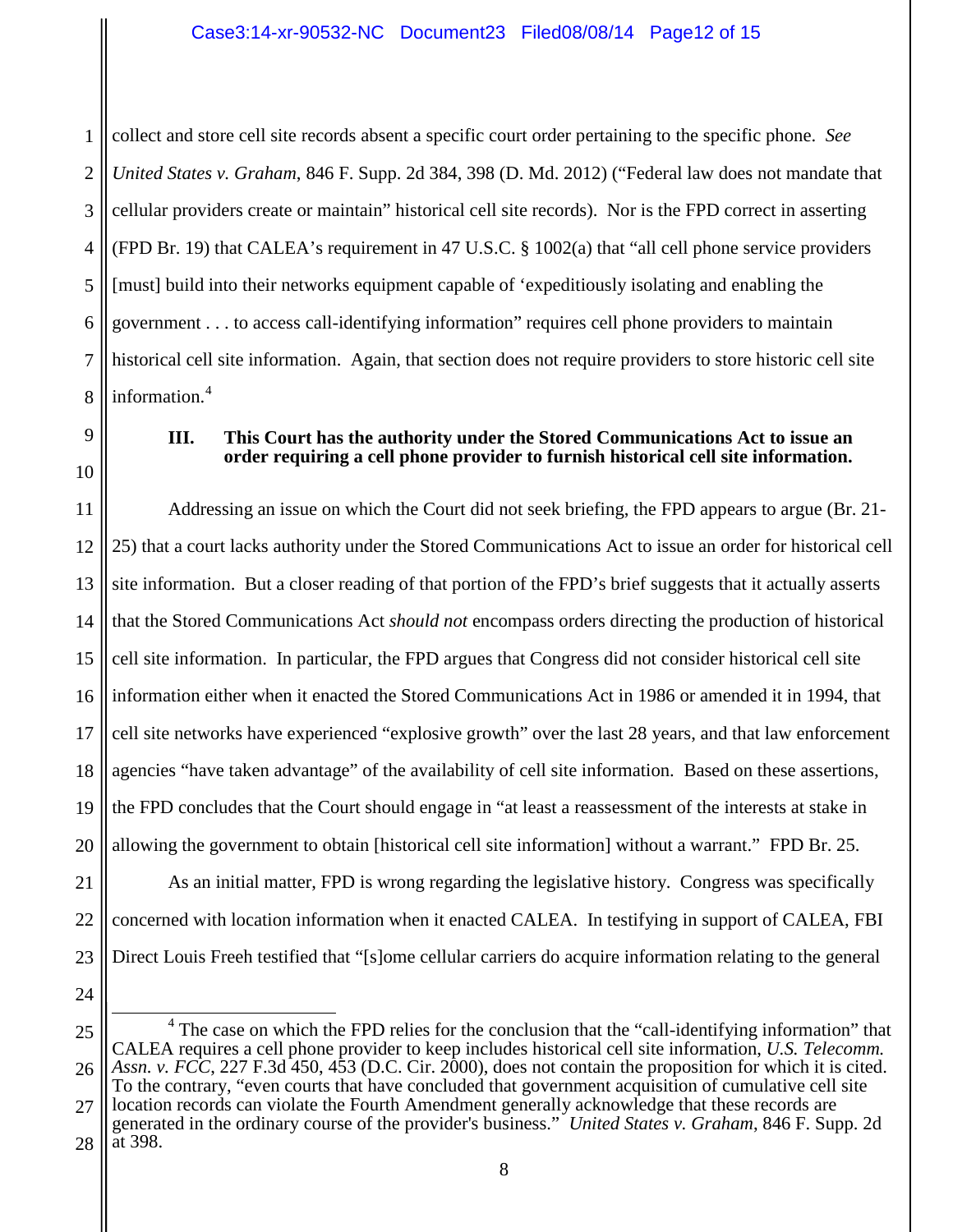collect and store cell site records absent a specific court order pertaining to the specific phone. *See United States v. Graham*, 846 F. Supp. 2d 384, 398 (D. Md. 2012) ("Federal law does not mandate that cellular providers create or maintain" historical cell site records). Nor is the FPD correct in asserting (FPD Br. 19) that CALEA's requirement in 47 U.S.C. § 1002(a) that "all cell phone service providers [must] build into their networks equipment capable of 'expeditiously isolating and enabling the government . . . to access call-identifying information" requires cell phone providers to maintain historical cell site information. Again, that section does not require providers to store historic cell site information.[4]

### III. This Court has the authority under the Stored Communications Act to issue an order requiring a cell phone provider to furnish historical cell site information.

Addressing an issue on which the Court did not seek briefing, the FPD appears to argue (Br. 21-25) that a court lacks authority under the Stored Communications Act to issue an order for historical cell site information. But a closer reading of that portion of the FPD's brief suggests that it actually asserts that the Stored Communications Act *should not* encompass orders directing the production of historical cell site information. In particular, the FPD argues that Congress did not consider historical cell site information either when it enacted the Stored Communications Act in 1986 or amended it in 1994, that cell site networks have experienced "explosive growth" over the last 28 years, and that law enforcement agencies "have taken advantage" of the availability of cell site information. Based on these assertions, the FPD concludes that the Court should engage in "at least a reassessment of the interests at stake in allowing the government to obtain [historical cell site information] without a warrant." FPD Br. 25.

As an initial matter, FPD is wrong regarding the legislative history. Congress was specifically concerned with location information when it enacted CALEA. In testifying in support of CALEA, FBI Direct Louis Freeh testified that "[s]ome cellular carriers do acquire information relating to the general

---

[4] The case on which the FPD relies for the conclusion that the "call-identifying information" that CALEA requires a cell phone provider to keep includes historical cell site information, *U.S. Telecomm. Assn. v. FCC*, 227 F.3d 450, 453 (D.C. Cir. 2000), does not contain the proposition for which it is cited. To the contrary, "even courts that have concluded that government acquisition of cumulative cell site location records can violate the Fourth Amendment generally acknowledge that these records are generated in the ordinary course of the provider's business." *United States v. Graham*, 846 F. Supp. 2d at 398.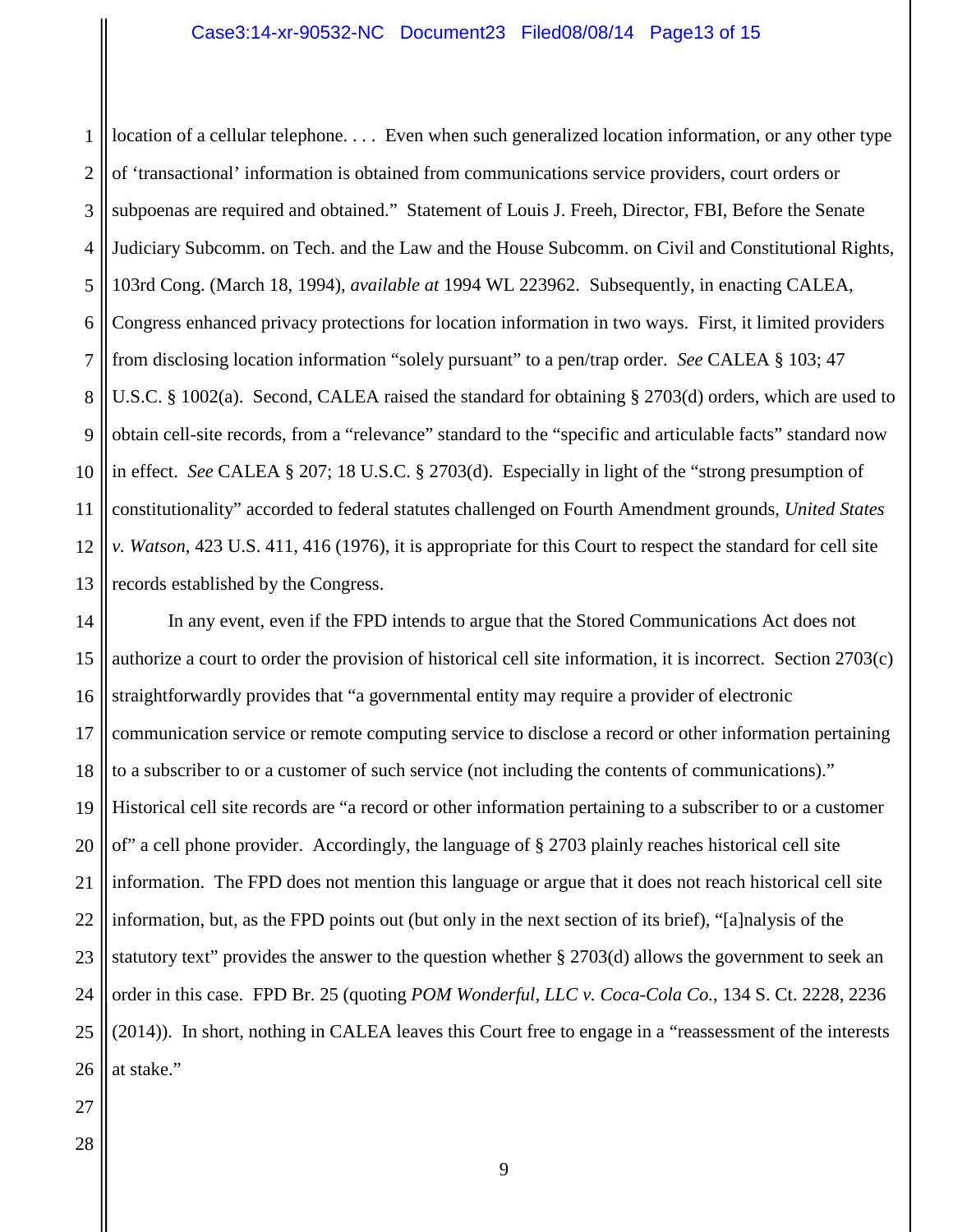location of a cellular telephone. . . . Even when such generalized location information, or any other type of 'transactional' information is obtained from communications service providers, court orders or subpoenas are required and obtained." Statement of Louis J. Freeh, Director, FBI, Before the Senate Judiciary Subcomm. on Tech. and the Law and the House Subcomm. on Civil and Constitutional Rights, 103rd Cong. (March 18, 1994), *available at* 1994 WL 223962. Subsequently, in enacting CALEA, Congress enhanced privacy protections for location information in two ways. First, it limited providers from disclosing location information "solely pursuant" to a pen/trap order. *See* CALEA § 103; 47 U.S.C. § 1002(a). Second, CALEA raised the standard for obtaining § 2703(d) orders, which are used to obtain cell-site records, from a "relevance" standard to the "specific and articulable facts" standard now in effect. *See* CALEA § 207; 18 U.S.C. § 2703(d). Especially in light of the "strong presumption of constitutionality" accorded to federal statutes challenged on Fourth Amendment grounds, *United States v. Watson*, 423 U.S. 411, 416 (1976), it is appropriate for this Court to respect the standard for cell site records established by the Congress.

In any event, even if the FPD intends to argue that the Stored Communications Act does not authorize a court to order the provision of historical cell site information, it is incorrect. Section 2703(c) straightforwardly provides that "a governmental entity may require a provider of electronic communication service or remote computing service to disclose a record or other information pertaining to a subscriber to or a customer of such service (not including the contents of communications)." Historical cell site records are "a record or other information pertaining to a subscriber to or a customer of" a cell phone provider. Accordingly, the language of § 2703 plainly reaches historical cell site information. The FPD does not mention this language or argue that it does not reach historical cell site information, but, as the FPD points out (but only in the next section of its brief), "[a]nalysis of the statutory text" provides the answer to the question whether § 2703(d) allows the government to seek an order in this case. FPD Br. 25 (quoting *POM Wonderful, LLC v. Coca-Cola Co.*, 134 S. Ct. 2228, 2236 (2014)). In short, nothing in CALEA leaves this Court free to engage in a "reassessment of the interests at stake."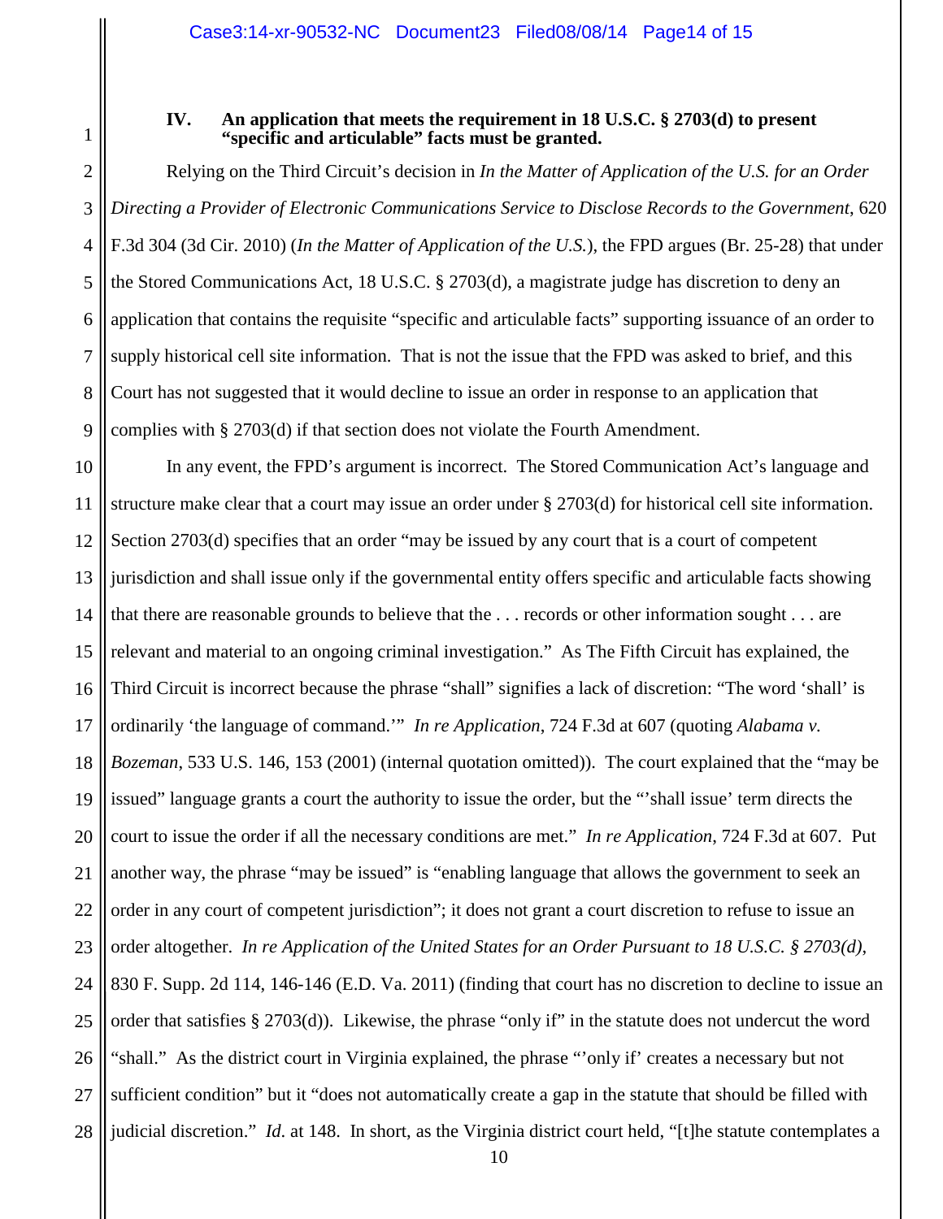### IV. An application that meets the requirement in 18 U.S.C. § 2703(d) to present "specific and articulable" facts must be granted.

Relying on the Third Circuit's decision in *In the Matter of Application of the U.S. for an Order Directing a Provider of Electronic Communications Service to Disclose Records to the Government*, 620 F.3d 304 (3d Cir. 2010) (*In the Matter of Application of the U.S.*), the FPD argues (Br. 25-28) that under the Stored Communications Act, 18 U.S.C. § 2703(d), a magistrate judge has discretion to deny an application that contains the requisite "specific and articulable facts" supporting issuance of an order to supply historical cell site information. That is not the issue that the FPD was asked to brief, and this Court has not suggested that it would decline to issue an order in response to an application that complies with § 2703(d) if that section does not violate the Fourth Amendment.

In any event, the FPD's argument is incorrect. The Stored Communication Act's language and structure make clear that a court may issue an order under § 2703(d) for historical cell site information. Section 2703(d) specifies that an order "may be issued by any court that is a court of competent jurisdiction and shall issue only if the governmental entity offers specific and articulable facts showing that there are reasonable grounds to believe that the . . . records or other information sought . . . are relevant and material to an ongoing criminal investigation." As The Fifth Circuit has explained, the Third Circuit is incorrect because the phrase "shall" signifies a lack of discretion: "The word 'shall' is ordinarily 'the language of command.'" *In re Application*, 724 F.3d at 607 (quoting *Alabama v. Bozeman*, 533 U.S. 146, 153 (2001) (internal quotation omitted)). The court explained that the "may be issued" language grants a court the authority to issue the order, but the "'shall issue' term directs the court to issue the order if all the necessary conditions are met." *In re Application*, 724 F.3d at 607. Put another way, the phrase "may be issued" is "enabling language that allows the government to seek an order in any court of competent jurisdiction"; it does not grant a court discretion to refuse to issue an order altogether. *In re Application of the United States for an Order Pursuant to 18 U.S.C. § 2703(d)*, 830 F. Supp. 2d 114, 146-146 (E.D. Va. 2011) (finding that court has no discretion to decline to issue an order that satisfies § 2703(d)). Likewise, the phrase "only if" in the statute does not undercut the word "shall." As the district court in Virginia explained, the phrase "'only if' creates a necessary but not sufficient condition" but it "does not automatically create a gap in the statute that should be filled with judicial discretion." *Id.* at 148. In short, as the Virginia district court held, "[t]he statute contemplates a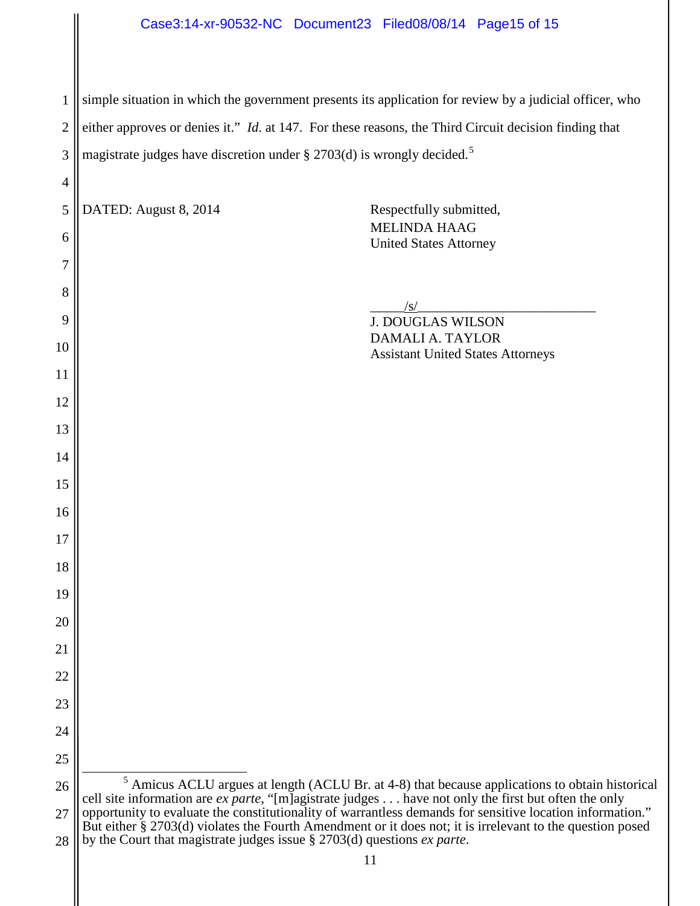simple situation in which the government presents its application for review by a judicial officer, who either approves or denies it." *Id.* at 147. For these reasons, the Third Circuit decision finding that magistrate judges have discretion under § 2703(d) is wrongly decided.[5]

DATED: August 8, 2014

Respectfully submitted,
MELINDA HAAG
United States Attorney

/s/
J. DOUGLAS WILSON
DAMALI A. TAYLOR
Assistant United States Attorneys

[5] Amicus ACLU argues at length (ACLU Br. at 4-8) that because applications to obtain historical cell site information are *ex parte*, "[m]agistrate judges . . . have not only the first but often the only opportunity to evaluate the constitutionality of warrantless demands for sensitive location information." But either § 2703(d) violates the Fourth Amendment or it does not; it is irrelevant to the question posed by the Court that magistrate judges issue § 2703(d) questions *ex parte*.